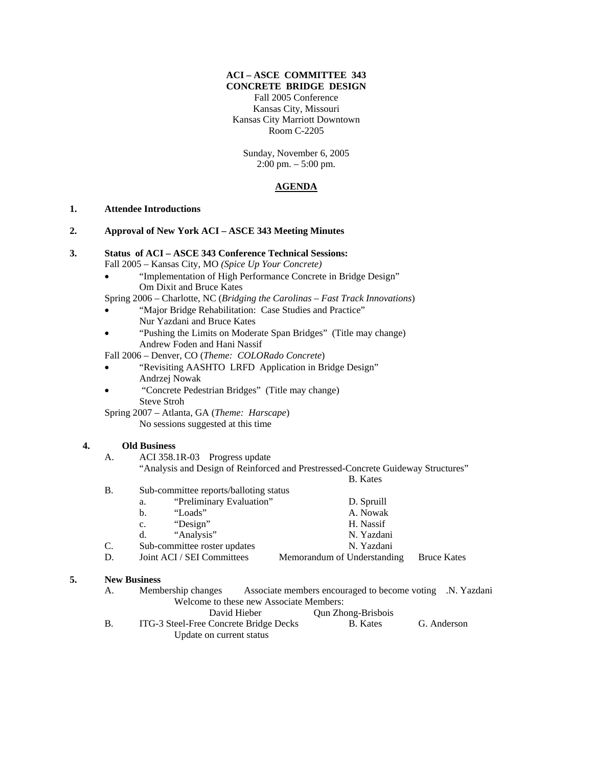**ACI – ASCE COMMITTEE 343**
**CONCRETE BRIDGE DESIGN**
Fall 2005 Conference
Kansas City, Missouri
Kansas City Marriott Downtown
Room C-2205

Sunday, November 6, 2005
2:00 pm. – 5:00 pm.

## AGENDA

**1. Attendee Introductions**

**2. Approval of New York ACI – ASCE 343 Meeting Minutes**

**3. Status of ACI – ASCE 343 Conference Technical Sessions:**

Fall 2005 – Kansas City, MO *(Spice Up Your Concrete)*

- "Implementation of High Performance Concrete in Bridge Design"
  Om Dixit and Bruce Kates

Spring 2006 – Charlotte, NC (*Bridging the Carolinas – Fast Track Innovations*)

- "Major Bridge Rehabilitation: Case Studies and Practice"
  Nur Yazdani and Bruce Kates
- "Pushing the Limits on Moderate Span Bridges" (Title may change)
  Andrew Foden and Hani Nassif

Fall 2006 – Denver, CO (*Theme: COLORado Concrete*)

- "Revisiting AASHTO LRFD Application in Bridge Design"
  Andrzej Nowak
- "Concrete Pedestrian Bridges" (Title may change)
  Steve Stroh

Spring 2007 – Atlanta, GA (*Theme: Harscape*)
No sessions suggested at this time

**4. Old Business**

A. ACI 358.1R-03 Progress update
"Analysis and Design of Reinforced and Prestressed-Concrete Guideway Structures" — B. Kates

B. Sub-committee reports/balloting status
  a. "Preliminary Evaluation" — D. Spruill
  b. "Loads" — A. Nowak
  c. "Design" — H. Nassif
  d. "Analysis" — N. Yazdani

C. Sub-committee roster updates — N. Yazdani

D. Joint ACI / SEI Committees — Memorandum of Understanding — Bruce Kates

**5. New Business**

A. Membership changes — Associate members encouraged to become voting — .N. Yazdani
Welcome to these new Associate Members:
David Hieber — Qun Zhong-Brisbois

B. ITG-3 Steel-Free Concrete Bridge Decks — B. Kates — G. Anderson
Update on current status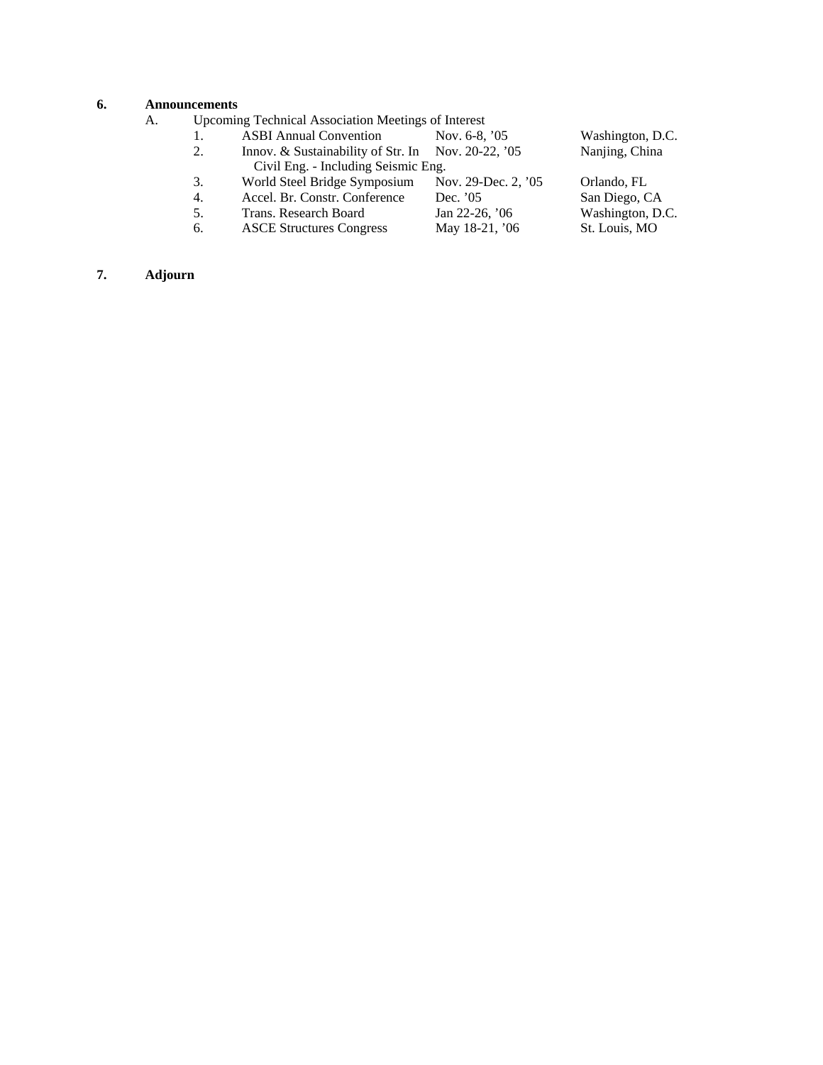**6. Announcements**

A. Upcoming Technical Association Meetings of Interest

| | | | |
|---|---|---|---|
| 1. | ASBI Annual Convention | Nov. 6-8, '05 | Washington, D.C. |
| 2. | Innov. & Sustainability of Str. In Civil Eng. - Including Seismic Eng. | Nov. 20-22, '05 | Nanjing, China |
| 3. | World Steel Bridge Symposium | Nov. 29-Dec. 2, '05 | Orlando, FL |
| 4. | Accel. Br. Constr. Conference | Dec. '05 | San Diego, CA |
| 5. | Trans. Research Board | Jan 22-26, '06 | Washington, D.C. |
| 6. | ASCE Structures Congress | May 18-21, '06 | St. Louis, MO |

**7. Adjourn**